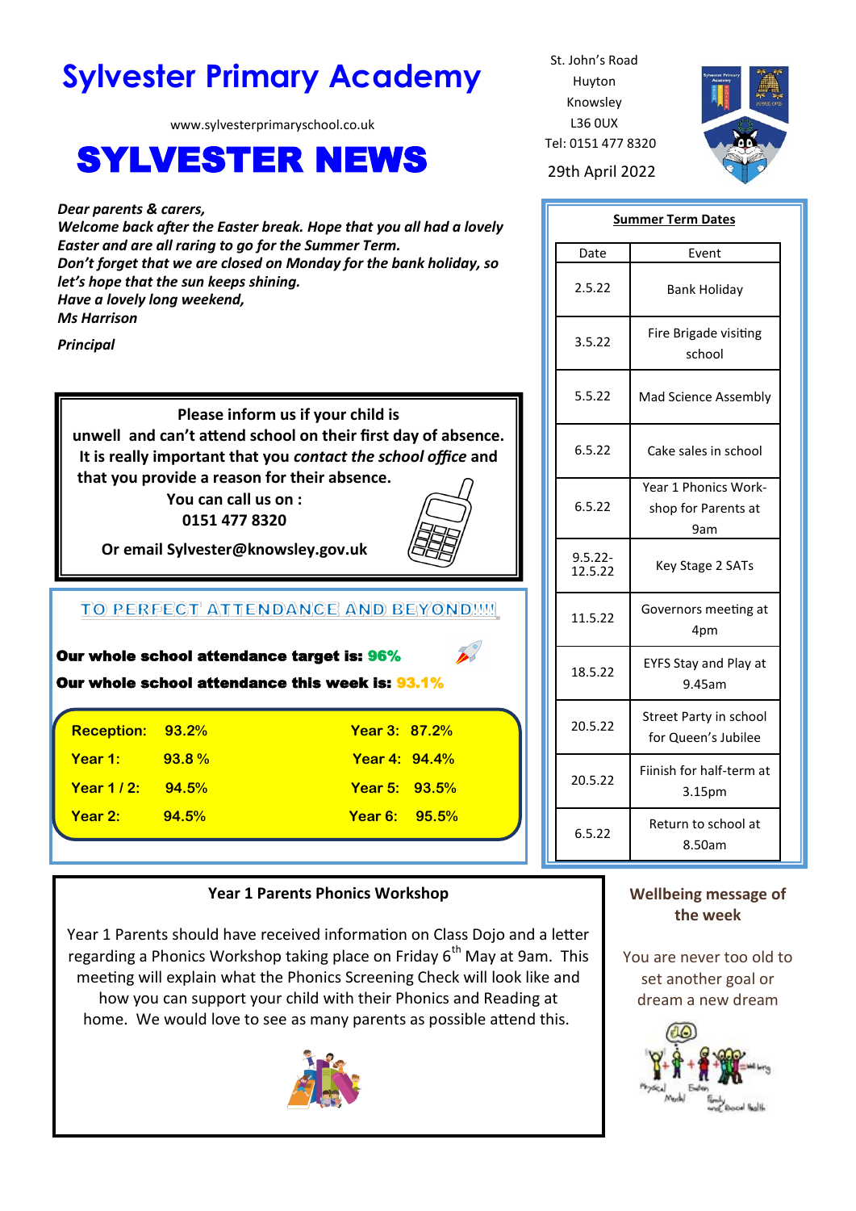# Sylvester Primary Academy

www.sylvesterprimaryschool.co.uk

# SYLVESTER NEWS

St. John's Road
Huyton
Knowsley
L36 0UX
Tel: 0151 477 8320

29th April 2022

***Dear parents & carers,***
***Welcome back after the Easter break. Hope that you all had a lovely Easter and are all raring to go for the Summer Term.***
***Don't forget that we are closed on Monday for the bank holiday, so let's hope that the sun keeps shining.***
***Have a lovely long weekend,***
***Ms Harrison***

***Principal***

**Please inform us if your child is unwell and can't attend school on their first day of absence. It is really important that you *contact the school office* and that you provide a reason for their absence.**
**You can call us on :**
**0151 477 8320**

**Or email Sylvester@knowsley.gov.uk**

## TO PERFECT ATTENDANCE AND BEYOND!!!!

**Our whole school attendance target is: 96%**

**Our whole school attendance this week is: 93.1%**

| | | | |
|---|---|---|---|
| **Reception:** | **93.2%** | **Year 3:** | **87.2%** |
| **Year 1:** | **93.8 %** | **Year 4:** | **94.4%** |
| **Year 1 / 2:** | **94.5%** | **Year 5:** | **93.5%** |
| **Year 2:** | **94.5%** | **Year 6:** | **95.5%** |

## Summer Term Dates

| Date | Event |
|---|---|
| 2.5.22 | Bank Holiday |
| 3.5.22 | Fire Brigade visiting school |
| 5.5.22 | Mad Science Assembly |
| 6.5.22 | Cake sales in school |
| 6.5.22 | Year 1 Phonics Work-shop for Parents at 9am |
| 9.5.22-12.5.22 | Key Stage 2 SATs |
| 11.5.22 | Governors meeting at 4pm |
| 18.5.22 | EYFS Stay and Play at 9.45am |
| 20.5.22 | Street Party in school for Queen's Jubilee |
| 20.5.22 | Fiinish for half-term at 3.15pm |
| 6.5.22 | Return to school at 8.50am |

## Year 1 Parents Phonics Workshop

Year 1 Parents should have received information on Class Dojo and a letter regarding a Phonics Workshop taking place on Friday 6th May at 9am. This meeting will explain what the Phonics Screening Check will look like and how you can support your child with their Phonics and Reading at home. We would love to see as many parents as possible attend this.

## Wellbeing message of the week

You are never too old to set another goal or dream a new dream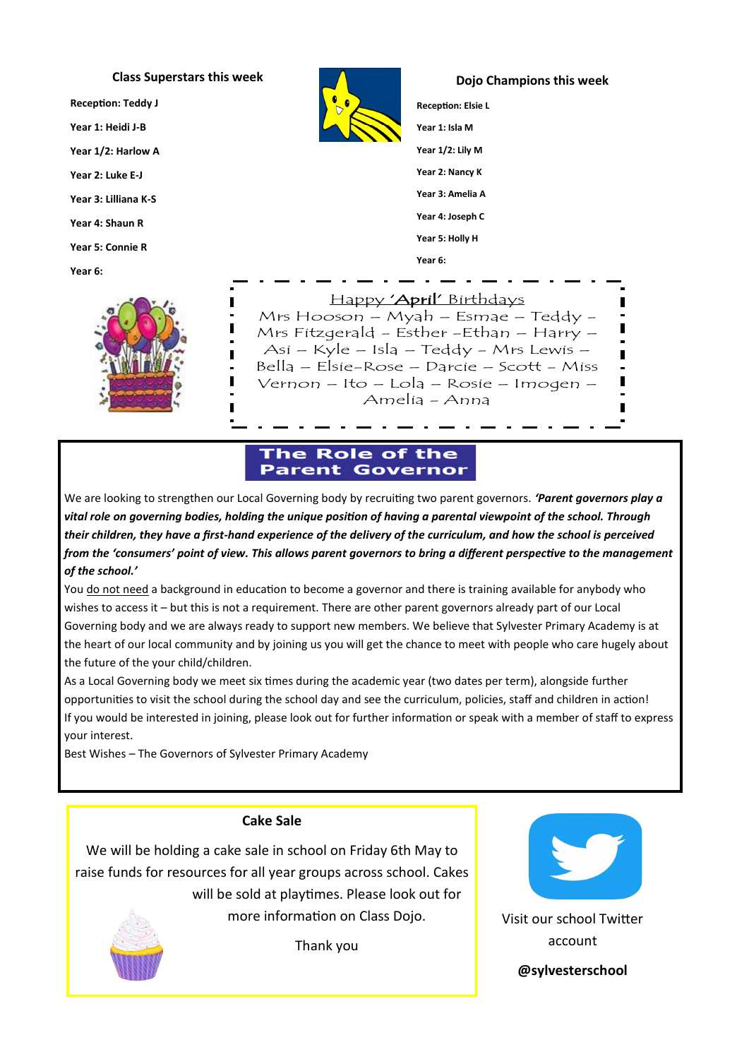## Class Superstars this week

**Reception: Teddy J**

**Year 1: Heidi J-B**

**Year 1/2: Harlow A**

**Year 2: Luke E-J**

**Year 3: Lilliana K-S**

**Year 4: Shaun R**

**Year 5: Connie R**

**Year 6:**

## Dojo Champions this week

**Reception: Elsie L**

**Year 1: Isla M**

**Year 1/2: Lily M**

**Year 2: Nancy K**

**Year 3: Amelia A**

**Year 4: Joseph C**

**Year 5: Holly H**

**Year 6:**

Happy **'April'** Birthdays

Mrs Hooson – Myah – Esmae – Teddy – Mrs Fitzgerald – Esther –Ethan – Harry – Asi – Kyle – Isla – Teddy – Mrs Lewis – Bella – Elsie-Rose – Darcie – Scott – Miss Vernon – Ito – Lola – Rosie – Imogen – Amelia – Anna

## The Role of the Parent Governor

We are looking to strengthen our Local Governing body by recruiting two parent governors. ***'Parent governors play a vital role on governing bodies, holding the unique position of having a parental viewpoint of the school. Through their children, they have a first-hand experience of the delivery of the curriculum, and how the school is perceived from the 'consumers' point of view. This allows parent governors to bring a different perspective to the management of the school.'***

You do not need a background in education to become a governor and there is training available for anybody who wishes to access it – but this is not a requirement. There are other parent governors already part of our Local Governing body and we are always ready to support new members. We believe that Sylvester Primary Academy is at the heart of our local community and by joining us you will get the chance to meet with people who care hugely about the future of the your child/children.

As a Local Governing body we meet six times during the academic year (two dates per term), alongside further opportunities to visit the school during the school day and see the curriculum, policies, staff and children in action!

If you would be interested in joining, please look out for further information or speak with a member of staff to express your interest.

Best Wishes – The Governors of Sylvester Primary Academy

## Cake Sale

We will be holding a cake sale in school on Friday 6th May to raise funds for resources for all year groups across school. Cakes will be sold at playtimes. Please look out for more information on Class Dojo.

Thank you

Visit our school Twitter account

**@sylvesterschool**